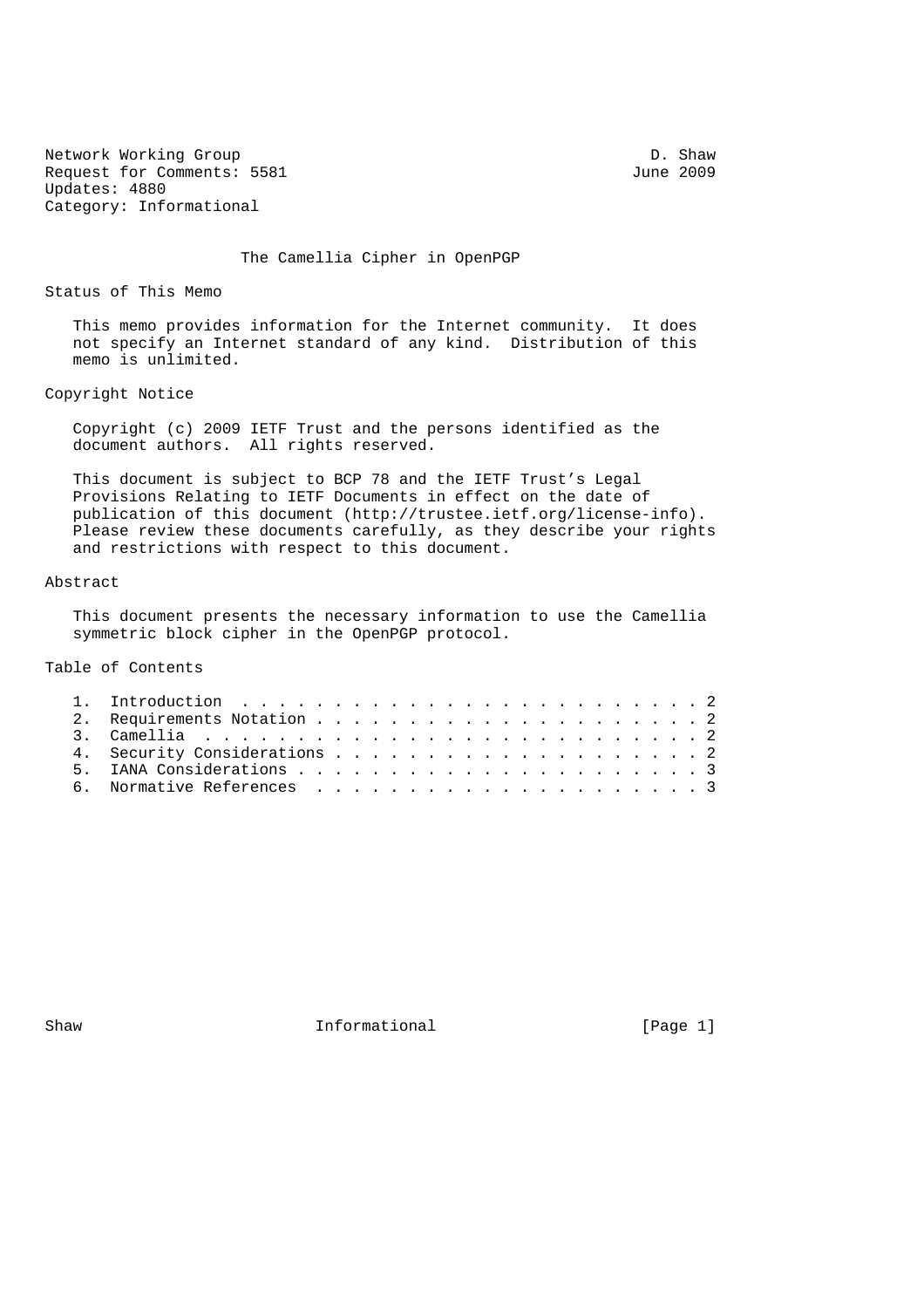Network Working Group D. Shaw
Request for Comments: 5581 June 2009
Updates: 4880
Category: Informational

# The Camellia Cipher in OpenPGP

## Status of This Memo

This memo provides information for the Internet community. It does not specify an Internet standard of any kind. Distribution of this memo is unlimited.

## Copyright Notice

Copyright (c) 2009 IETF Trust and the persons identified as the document authors. All rights reserved.

This document is subject to BCP 78 and the IETF Trust's Legal Provisions Relating to IETF Documents in effect on the date of publication of this document (http://trustee.ietf.org/license-info). Please review these documents carefully, as they describe your rights and restrictions with respect to this document.

## Abstract

This document presents the necessary information to use the Camellia symmetric block cipher in the OpenPGP protocol.

## Table of Contents

1. Introduction . . . . . . . . . . . . . . . . . . . . . . . . . 2
2. Requirements Notation . . . . . . . . . . . . . . . . . . . . . 2
3. Camellia . . . . . . . . . . . . . . . . . . . . . . . . . . . 2
4. Security Considerations . . . . . . . . . . . . . . . . . . . . 2
5. IANA Considerations . . . . . . . . . . . . . . . . . . . . . . 3
6. Normative References . . . . . . . . . . . . . . . . . . . . . 3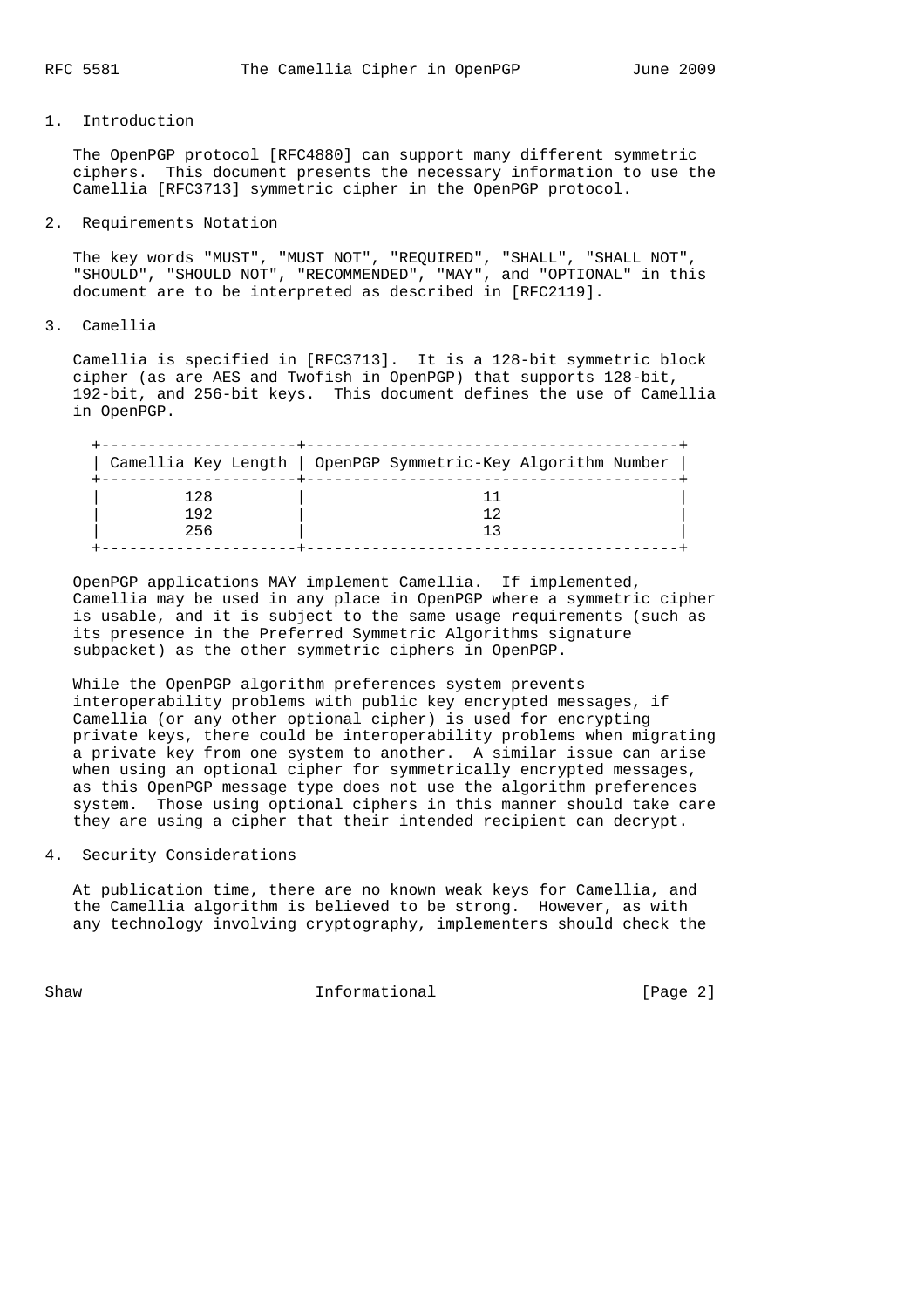## 1. Introduction

The OpenPGP protocol [RFC4880] can support many different symmetric ciphers. This document presents the necessary information to use the Camellia [RFC3713] symmetric cipher in the OpenPGP protocol.

## 2. Requirements Notation

The key words "MUST", "MUST NOT", "REQUIRED", "SHALL", "SHALL NOT", "SHOULD", "SHOULD NOT", "RECOMMENDED", "MAY", and "OPTIONAL" in this document are to be interpreted as described in [RFC2119].

## 3. Camellia

Camellia is specified in [RFC3713]. It is a 128-bit symmetric block cipher (as are AES and Twofish in OpenPGP) that supports 128-bit, 192-bit, and 256-bit keys. This document defines the use of Camellia in OpenPGP.

| Camellia Key Length | OpenPGP Symmetric-Key Algorithm Number |
|---|---|
| 128 | 11 |
| 192 | 12 |
| 256 | 13 |

OpenPGP applications MAY implement Camellia. If implemented, Camellia may be used in any place in OpenPGP where a symmetric cipher is usable, and it is subject to the same usage requirements (such as its presence in the Preferred Symmetric Algorithms signature subpacket) as the other symmetric ciphers in OpenPGP.

While the OpenPGP algorithm preferences system prevents interoperability problems with public key encrypted messages, if Camellia (or any other optional cipher) is used for encrypting private keys, there could be interoperability problems when migrating a private key from one system to another. A similar issue can arise when using an optional cipher for symmetrically encrypted messages, as this OpenPGP message type does not use the algorithm preferences system. Those using optional ciphers in this manner should take care they are using a cipher that their intended recipient can decrypt.

## 4. Security Considerations

At publication time, there are no known weak keys for Camellia, and the Camellia algorithm is believed to be strong. However, as with any technology involving cryptography, implementers should check the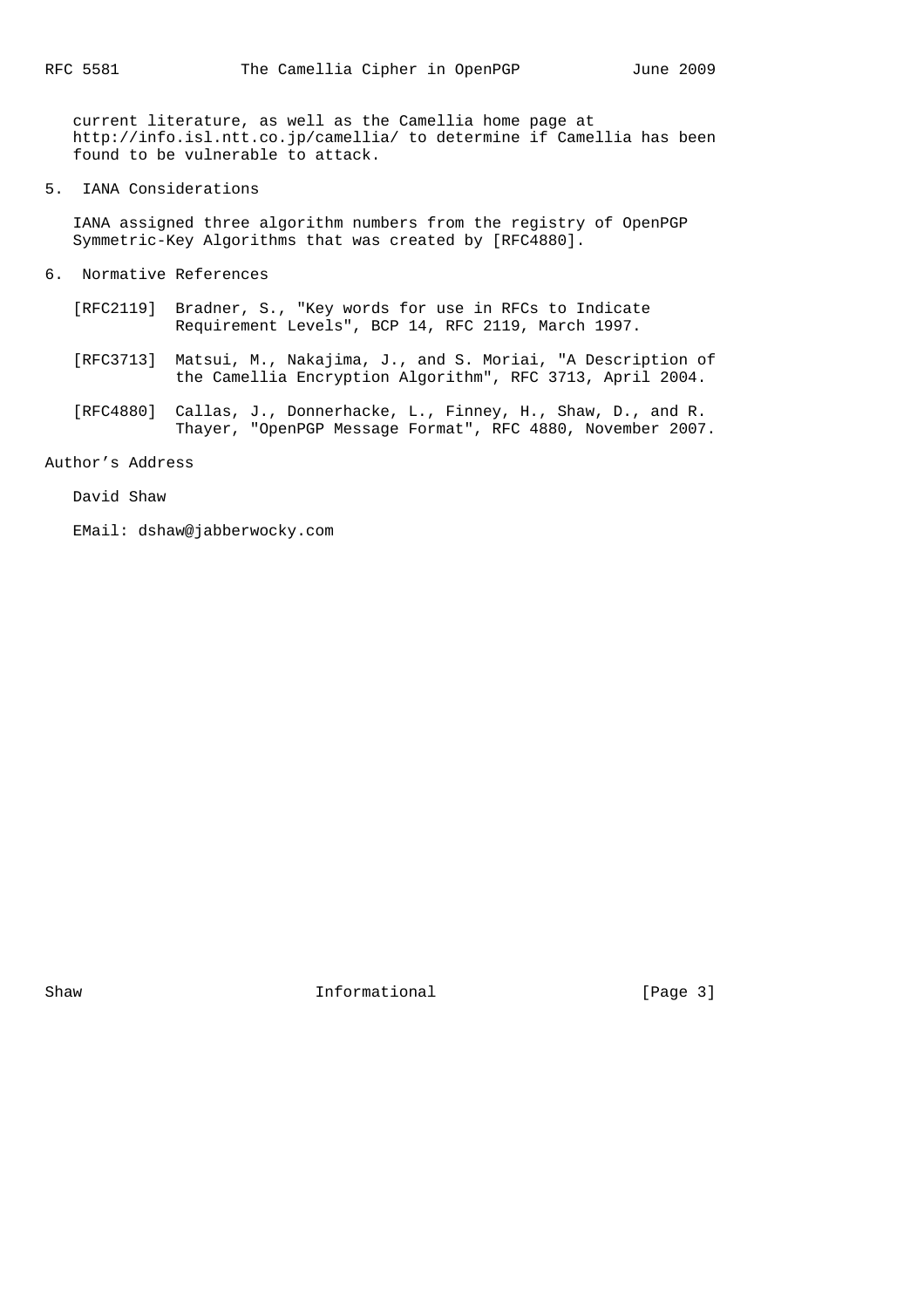current literature, as well as the Camellia home page at http://info.isl.ntt.co.jp/camellia/ to determine if Camellia has been found to be vulnerable to attack.

## 5. IANA Considerations

IANA assigned three algorithm numbers from the registry of OpenPGP Symmetric-Key Algorithms that was created by [RFC4880].

## 6. Normative References

[RFC2119] Bradner, S., "Key words for use in RFCs to Indicate Requirement Levels", BCP 14, RFC 2119, March 1997.

[RFC3713] Matsui, M., Nakajima, J., and S. Moriai, "A Description of the Camellia Encryption Algorithm", RFC 3713, April 2004.

[RFC4880] Callas, J., Donnerhacke, L., Finney, H., Shaw, D., and R. Thayer, "OpenPGP Message Format", RFC 4880, November 2007.

## Author's Address

David Shaw

EMail: dshaw@jabberwocky.com